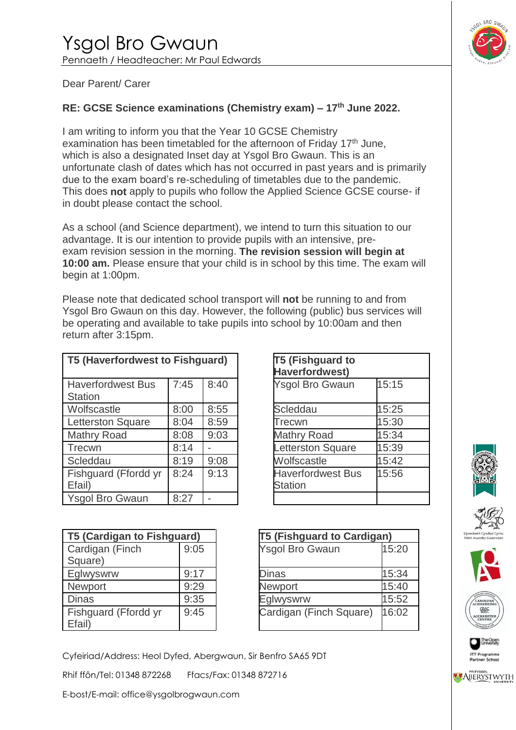# Ysgol Bro Gwaun

Pennaeth / Headteacher: Mr Paul Edwards

Dear Parent/ Carer

**RE: GCSE Science examinations (Chemistry exam) – 17th June 2022.**

I am writing to inform you that the Year 10 GCSE Chemistry examination has been timetabled for the afternoon of Friday 17th June, which is also a designated Inset day at Ysgol Bro Gwaun. This is an unfortunate clash of dates which has not occurred in past years and is primarily due to the exam board's re-scheduling of timetables due to the pandemic. This does **not** apply to pupils who follow the Applied Science GCSE course- if in doubt please contact the school.

As a school (and Science department), we intend to turn this situation to our advantage. It is our intention to provide pupils with an intensive, pre-exam revision session in the morning. **The revision session will begin at 10:00 am.** Please ensure that your child is in school by this time. The exam will begin at 1:00pm.

Please note that dedicated school transport will **not** be running to and from Ysgol Bro Gwaun on this day. However, the following (public) bus services will be operating and available to take pupils into school by 10:00am and then return after 3:15pm.

| **T5 (Haverfordwest to Fishguard)** | | |
|---|---|---|
| Haverfordwest Bus Station | 7:45 | 8:40 |
| Wolfscastle | 8:00 | 8:55 |
| Letterston Square | 8:04 | 8:59 |
| Mathry Road | 8:08 | 9:03 |
| Trecwn | 8:14 | - |
| Scleddau | 8:19 | 9:08 |
| Fishguard (Ffordd yr Efail) | 8:24 | 9:13 |
| Ysgol Bro Gwaun | 8:27 | - |

| **T5 (Fishguard to Haverfordwest)** | |
|---|---|
| Ysgol Bro Gwaun | 15:15 |
| Scleddau | 15:25 |
| Trecwn | 15:30 |
| Mathry Road | 15:34 |
| Letterston Square | 15:39 |
| Wolfscastle | 15:42 |
| Haverfordwest Bus Station | 15:56 |
| | |

| **T5 (Cardigan to Fishguard)** | |
|---|---|
| Cardigan (Finch Square) | 9:05 |
| Eglwyswrw | 9:17 |
| Newport | 9:29 |
| Dinas | 9:35 |
| Fishguard (Ffordd yr Efail) | 9:45 |

| **T5 (Fishguard to Cardigan)** | |
|---|---|
| Ysgol Bro Gwaun | 15:20 |
| Dinas | 15:34 |
| Newport | 15:40 |
| Eglwyswrw | 15:52 |
| Cardigan (Finch Square) | 16:02 |

Cyfeiriad/Address: Heol Dyfed, Abergwaun, Sir Benfro SA65 9DT

Rhif ffôn/Tel: 01348 872268    Ffacs/Fax: 01348 872716

E-bost/E-mail: office@ysgolbrogwaun.com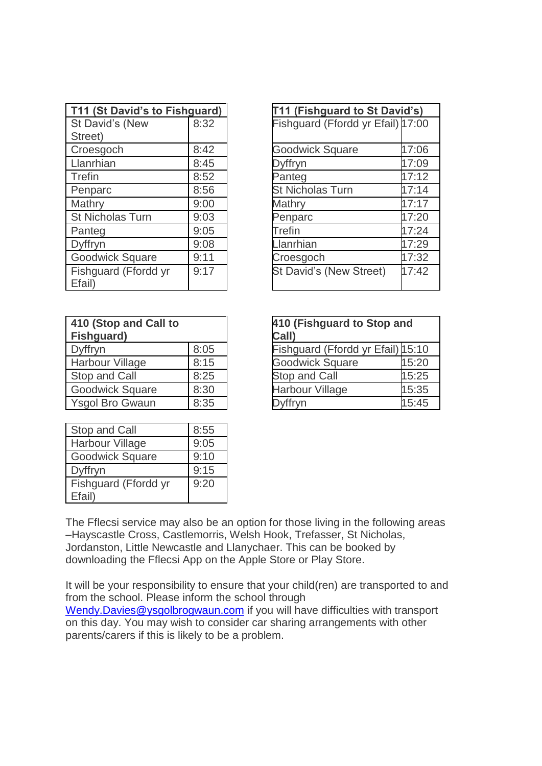| T11 (St David's to Fishguard) | |
|---|---|
| St David's (New Street) | 8:32 |
| Croesgoch | 8:42 |
| Llanrhian | 8:45 |
| Trefin | 8:52 |
| Penparc | 8:56 |
| Mathry | 9:00 |
| St Nicholas Turn | 9:03 |
| Panteg | 9:05 |
| Dyffryn | 9:08 |
| Goodwick Square | 9:11 |
| Fishguard (Ffordd yr Efail) | 9:17 |

| T11 (Fishguard to St David's) | |
|---|---|
| Fishguard (Ffordd yr Efail) | 17:00 |
| Goodwick Square | 17:06 |
| Dyffryn | 17:09 |
| Panteg | 17:12 |
| St Nicholas Turn | 17:14 |
| Mathry | 17:17 |
| Penparc | 17:20 |
| Trefin | 17:24 |
| Llanrhian | 17:29 |
| Croesgoch | 17:32 |
| St David's (New Street) | 17:42 |

| 410 (Stop and Call to Fishguard) | |
|---|---|
| Dyffryn | 8:05 |
| Harbour Village | 8:15 |
| Stop and Call | 8:25 |
| Goodwick Square | 8:30 |
| Ysgol Bro Gwaun | 8:35 |

| 410 (Fishguard to Stop and Call) | |
|---|---|
| Fishguard (Ffordd yr Efail) | 15:10 |
| Goodwick Square | 15:20 |
| Stop and Call | 15:25 |
| Harbour Village | 15:35 |
| Dyffryn | 15:45 |

| Stop and Call | 8:55 |
|---|---|
| Harbour Village | 9:05 |
| Goodwick Square | 9:10 |
| Dyffryn | 9:15 |
| Fishguard (Ffordd yr Efail) | 9:20 |

The Fflecsi service may also be an option for those living in the following areas –Hayscastle Cross, Castlemorris, Welsh Hook, Trefasser, St Nicholas, Jordanston, Little Newcastle and Llanychaer. This can be booked by downloading the Fflecsi App on the Apple Store or Play Store.

It will be your responsibility to ensure that your child(ren) are transported to and from the school. Please inform the school through Wendy.Davies@ysgolbrogwaun.com if you will have difficulties with transport on this day. You may wish to consider car sharing arrangements with other parents/carers if this is likely to be a problem.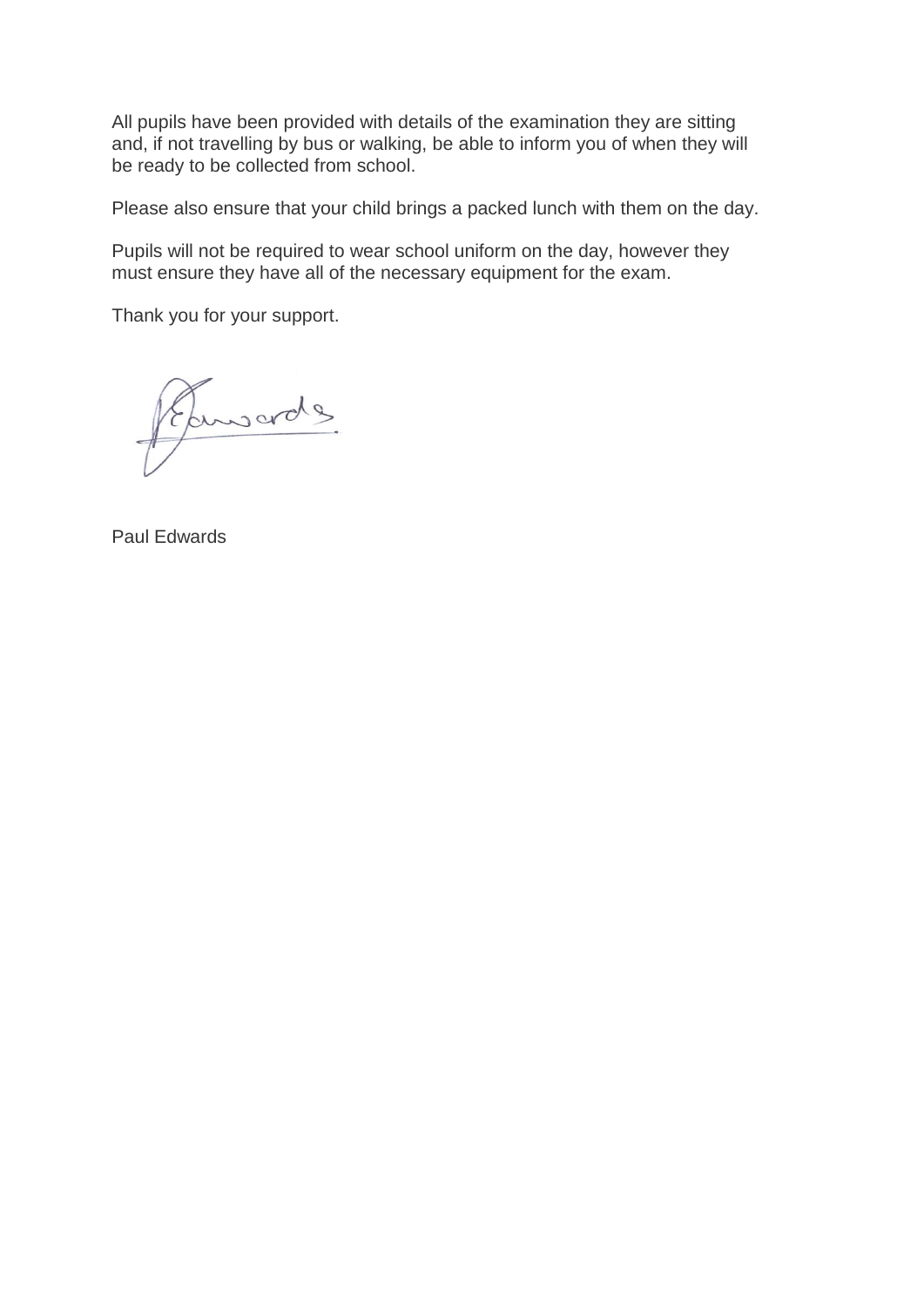All pupils have been provided with details of the examination they are sitting and, if not travelling by bus or walking, be able to inform you of when they will be ready to be collected from school.

Please also ensure that your child brings a packed lunch with them on the day.

Pupils will not be required to wear school uniform on the day, however they must ensure they have all of the necessary equipment for the exam.

Thank you for your support.

Paul Edwards